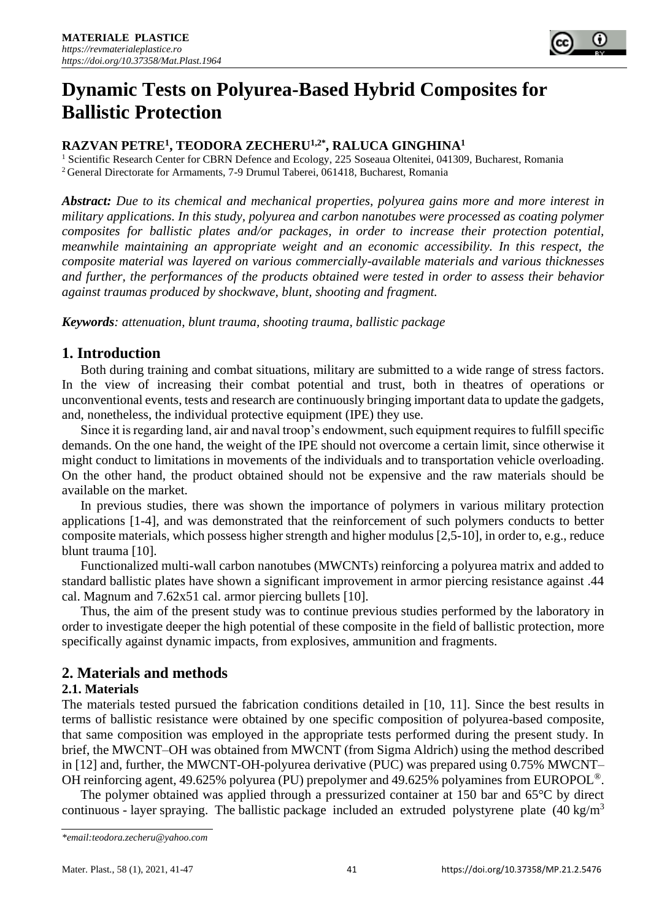# Dynamic Tests on Polyurea-Based Hybrid Composites for Ballistic Protection

**RAZVAN PETRE[1], TEODORA ZECHERU[1,2*], RALUCA GINGHINA[1]**

[1] Scientific Research Center for CBRN Defence and Ecology, 225 Soseaua Oltenitei, 041309, Bucharest, Romania
[2] General Directorate for Armaments, 7-9 Drumul Taberei, 061418, Bucharest, Romania

***Abstract:*** *Due to its chemical and mechanical properties, polyurea gains more and more interest in military applications. In this study, polyurea and carbon nanotubes were processed as coating polymer composites for ballistic plates and/or packages, in order to increase their protection potential, meanwhile maintaining an appropriate weight and an economic accessibility. In this respect, the composite material was layered on various commercially-available materials and various thicknesses and further, the performances of the products obtained were tested in order to assess their behavior against traumas produced by shockwave, blunt, shooting and fragment.*

***Keywords****: attenuation, blunt trauma, shooting trauma, ballistic package*

## 1. Introduction

Both during training and combat situations, military are submitted to a wide range of stress factors. In the view of increasing their combat potential and trust, both in theatres of operations or unconventional events, tests and research are continuously bringing important data to update the gadgets, and, nonetheless, the individual protective equipment (IPE) they use.

Since it is regarding land, air and naval troop's endowment, such equipment requires to fulfill specific demands. On the one hand, the weight of the IPE should not overcome a certain limit, since otherwise it might conduct to limitations in movements of the individuals and to transportation vehicle overloading. On the other hand, the product obtained should not be expensive and the raw materials should be available on the market.

In previous studies, there was shown the importance of polymers in various military protection applications [1-4], and was demonstrated that the reinforcement of such polymers conducts to better composite materials, which possess higher strength and higher modulus [2,5-10], in order to, e.g., reduce blunt trauma [10].

Functionalized multi-wall carbon nanotubes (MWCNTs) reinforcing a polyurea matrix and added to standard ballistic plates have shown a significant improvement in armor piercing resistance against .44 cal. Magnum and 7.62x51 cal. armor piercing bullets [10].

Thus, the aim of the present study was to continue previous studies performed by the laboratory in order to investigate deeper the high potential of these composite in the field of ballistic protection, more specifically against dynamic impacts, from explosives, ammunition and fragments.

## 2. Materials and methods

### 2.1. Materials

The materials tested pursued the fabrication conditions detailed in [10, 11]. Since the best results in terms of ballistic resistance were obtained by one specific composition of polyurea-based composite, that same composition was employed in the appropriate tests performed during the present study. In brief, the MWCNT–OH was obtained from MWCNT (from Sigma Aldrich) using the method described in [12] and, further, the MWCNT-OH-polyurea derivative (PUC) was prepared using 0.75% MWCNT–OH reinforcing agent, 49.625% polyurea (PU) prepolymer and 49.625% polyamines from EUROPOL®.

The polymer obtained was applied through a pressurized container at 150 bar and 65°C by direct continuous - layer spraying. The ballistic package included an extruded polystyrene plate (40 kg/m$^3$

*\*email:teodora.zecheru@yahoo.com*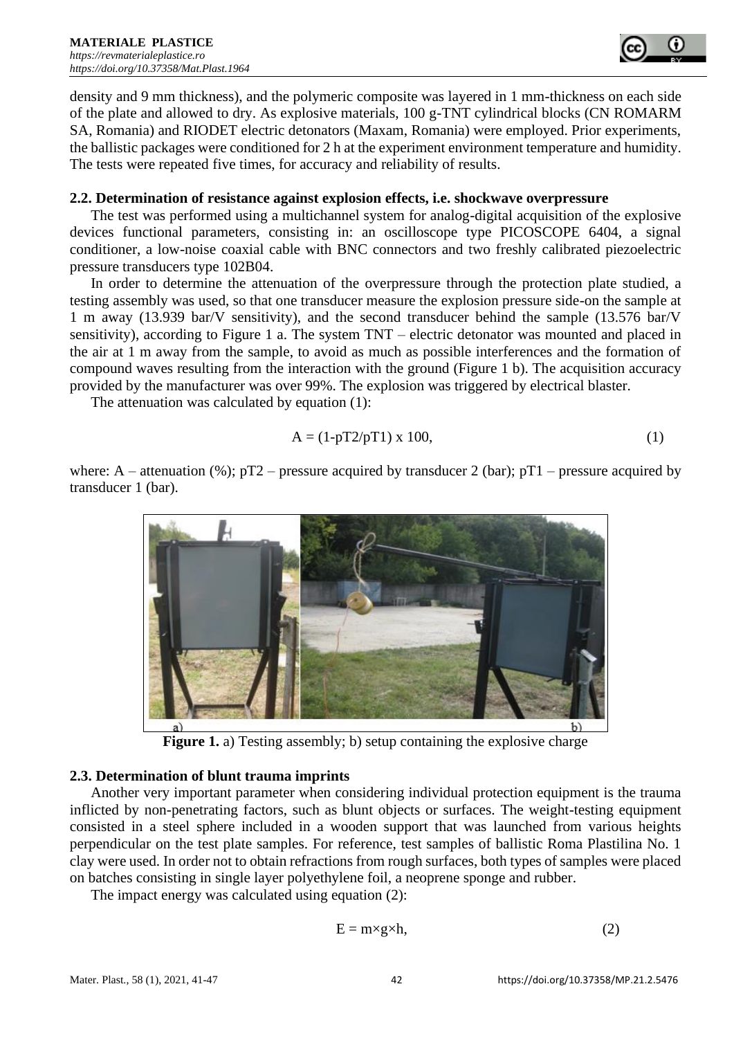density and 9 mm thickness), and the polymeric composite was layered in 1 mm-thickness on each side of the plate and allowed to dry. As explosive materials, 100 g-TNT cylindrical blocks (CN ROMARM SA, Romania) and RIODET electric detonators (Maxam, Romania) were employed. Prior experiments, the ballistic packages were conditioned for 2 h at the experiment environment temperature and humidity. The tests were repeated five times, for accuracy and reliability of results.

### 2.2. Determination of resistance against explosion effects, i.e. shockwave overpressure

The test was performed using a multichannel system for analog-digital acquisition of the explosive devices functional parameters, consisting in: an oscilloscope type PICOSCOPE 6404, a signal conditioner, a low-noise coaxial cable with BNC connectors and two freshly calibrated piezoelectric pressure transducers type 102B04.

In order to determine the attenuation of the overpressure through the protection plate studied, a testing assembly was used, so that one transducer measure the explosion pressure side-on the sample at 1 m away (13.939 bar/V sensitivity), and the second transducer behind the sample (13.576 bar/V sensitivity), according to Figure 1 a. The system TNT – electric detonator was mounted and placed in the air at 1 m away from the sample, to avoid as much as possible interferences and the formation of compound waves resulting from the interaction with the ground (Figure 1 b). The acquisition accuracy provided by the manufacturer was over 99%. The explosion was triggered by electrical blaster.

The attenuation was calculated by equation (1):

$$A = (1 - pT2/pT1) \times 100, \quad (1)$$

where: A – attenuation (%); pT2 – pressure acquired by transducer 2 (bar); pT1 – pressure acquired by transducer 1 (bar).

**Figure 1.** a) Testing assembly; b) setup containing the explosive charge

### 2.3. Determination of blunt trauma imprints

Another very important parameter when considering individual protection equipment is the trauma inflicted by non-penetrating factors, such as blunt objects or surfaces. The weight-testing equipment consisted in a steel sphere included in a wooden support that was launched from various heights perpendicular on the test plate samples. For reference, test samples of ballistic Roma Plastilina No. 1 clay were used. In order not to obtain refractions from rough surfaces, both types of samples were placed on batches consisting in single layer polyethylene foil, a neoprene sponge and rubber.

The impact energy was calculated using equation (2):

$$E = m \times g \times h, \quad (2)$$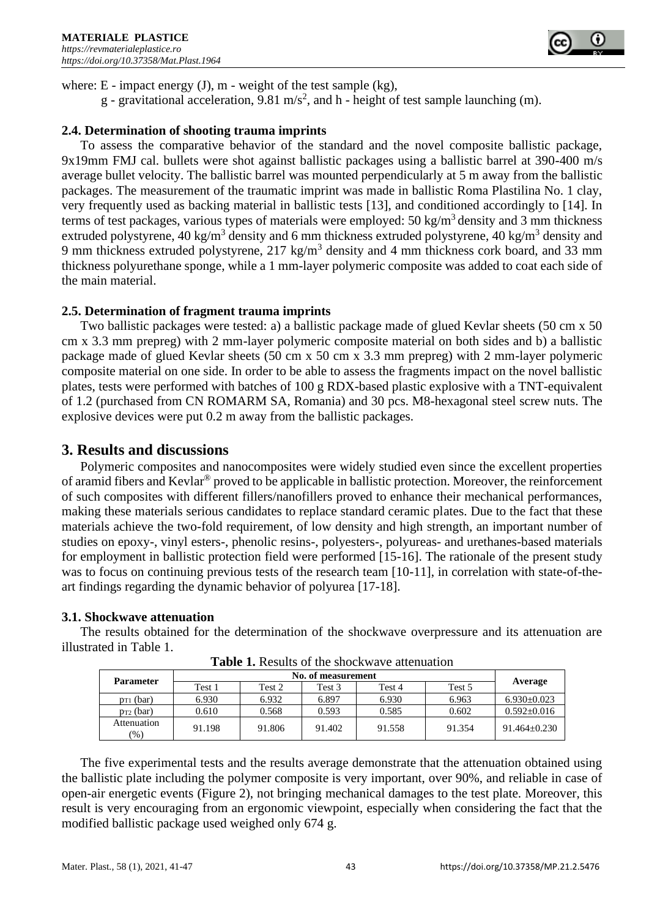where: E - impact energy (J), m - weight of the test sample (kg),

g - gravitational acceleration, 9.81 $m/s^2$, and h - height of test sample launching (m).

### 2.4. Determination of shooting trauma imprints

To assess the comparative behavior of the standard and the novel composite ballistic package, 9x19mm FMJ cal. bullets were shot against ballistic packages using a ballistic barrel at 390-400 m/s average bullet velocity. The ballistic barrel was mounted perpendicularly at 5 m away from the ballistic packages. The measurement of the traumatic imprint was made in ballistic Roma Plastilina No. 1 clay, very frequently used as backing material in ballistic tests [13], and conditioned accordingly to [14]. In terms of test packages, various types of materials were employed: 50 $kg/m^3$ density and 3 mm thickness extruded polystyrene, 40 $kg/m^3$ density and 6 mm thickness extruded polystyrene, 40 $kg/m^3$ density and 9 mm thickness extruded polystyrene, 217 $kg/m^3$ density and 4 mm thickness cork board, and 33 mm thickness polyurethane sponge, while a 1 mm-layer polymeric composite was added to coat each side of the main material.

### 2.5. Determination of fragment trauma imprints

Two ballistic packages were tested: a) a ballistic package made of glued Kevlar sheets (50 cm x 50 cm x 3.3 mm prepreg) with 2 mm-layer polymeric composite material on both sides and b) a ballistic package made of glued Kevlar sheets (50 cm x 50 cm x 3.3 mm prepreg) with 2 mm-layer polymeric composite material on one side. In order to be able to assess the fragments impact on the novel ballistic plates, tests were performed with batches of 100 g RDX-based plastic explosive with a TNT-equivalent of 1.2 (purchased from CN ROMARM SA, Romania) and 30 pcs. M8-hexagonal steel screw nuts. The explosive devices were put 0.2 m away from the ballistic packages.

## 3. Results and discussions

Polymeric composites and nanocomposites were widely studied even since the excellent properties of aramid fibers and Kevlar® proved to be applicable in ballistic protection. Moreover, the reinforcement of such composites with different fillers/nanofillers proved to enhance their mechanical performances, making these materials serious candidates to replace standard ceramic plates. Due to the fact that these materials achieve the two-fold requirement, of low density and high strength, an important number of studies on epoxy-, vinyl esters-, phenolic resins-, polyesters-, polyureas- and urethanes-based materials for employment in ballistic protection field were performed [15-16]. The rationale of the present study was to focus on continuing previous tests of the research team [10-11], in correlation with state-of-the-art findings regarding the dynamic behavior of polyurea [17-18].

### 3.1. Shockwave attenuation

The results obtained for the determination of the shockwave overpressure and its attenuation are illustrated in Table 1.

**Table 1.** Results of the shockwave attenuation

| Parameter | No. of measurement | | | | | Average |
|---|---|---|---|---|---|---|
| | Test 1 | Test 2 | Test 3 | Test 4 | Test 5 | |
| $p_{T1}$ (bar) | 6.930 | 6.932 | 6.897 | 6.930 | 6.963 | 6.930±0.023 |
| $p_{T2}$ (bar) | 0.610 | 0.568 | 0.593 | 0.585 | 0.602 | 0.592±0.016 |
| Attenuation (%) | 91.198 | 91.806 | 91.402 | 91.558 | 91.354 | 91.464±0.230 |

The five experimental tests and the results average demonstrate that the attenuation obtained using the ballistic plate including the polymer composite is very important, over 90%, and reliable in case of open-air energetic events (Figure 2), not bringing mechanical damages to the test plate. Moreover, this result is very encouraging from an ergonomic viewpoint, especially when considering the fact that the modified ballistic package used weighed only 674 g.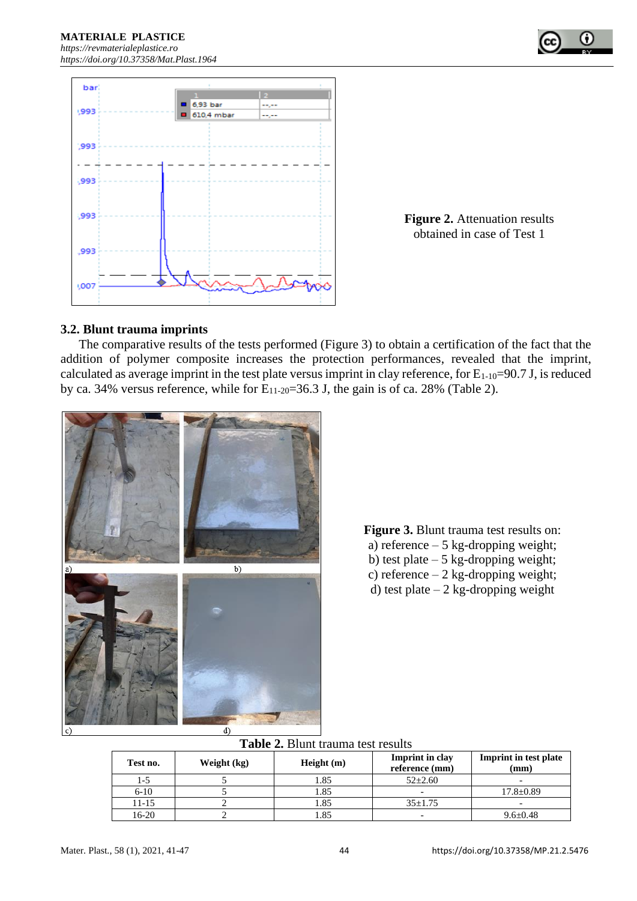Figure 2. Attenuation results obtained in case of Test 1

### 3.2. Blunt trauma imprints

The comparative results of the tests performed (Figure 3) to obtain a certification of the fact that the addition of polymer composite increases the protection performances, revealed that the imprint, calculated as average imprint in the test plate versus imprint in clay reference, for $E_{1\text{-}10}$=90.7 J, is reduced by ca. 34% versus reference, while for $E_{11\text{-}20}$=36.3 J, the gain is of ca. 28% (Table 2).

**Figure 3.** Blunt trauma test results on: a) reference – 5 kg-dropping weight; b) test plate – 5 kg-dropping weight; c) reference – 2 kg-dropping weight; d) test plate – 2 kg-dropping weight

**Table 2.** Blunt trauma test results

| Test no. | Weight (kg) | Height (m) | Imprint in clay reference (mm) | Imprint in test plate (mm) |
|---|---|---|---|---|
| 1-5 | 5 | 1.85 | 52±2.60 | - |
| 6-10 | 5 | 1.85 | - | 17.8±0.89 |
| 11-15 | 2 | 1.85 | 35±1.75 | - |
| 16-20 | 2 | 1.85 | - | 9.6±0.48 |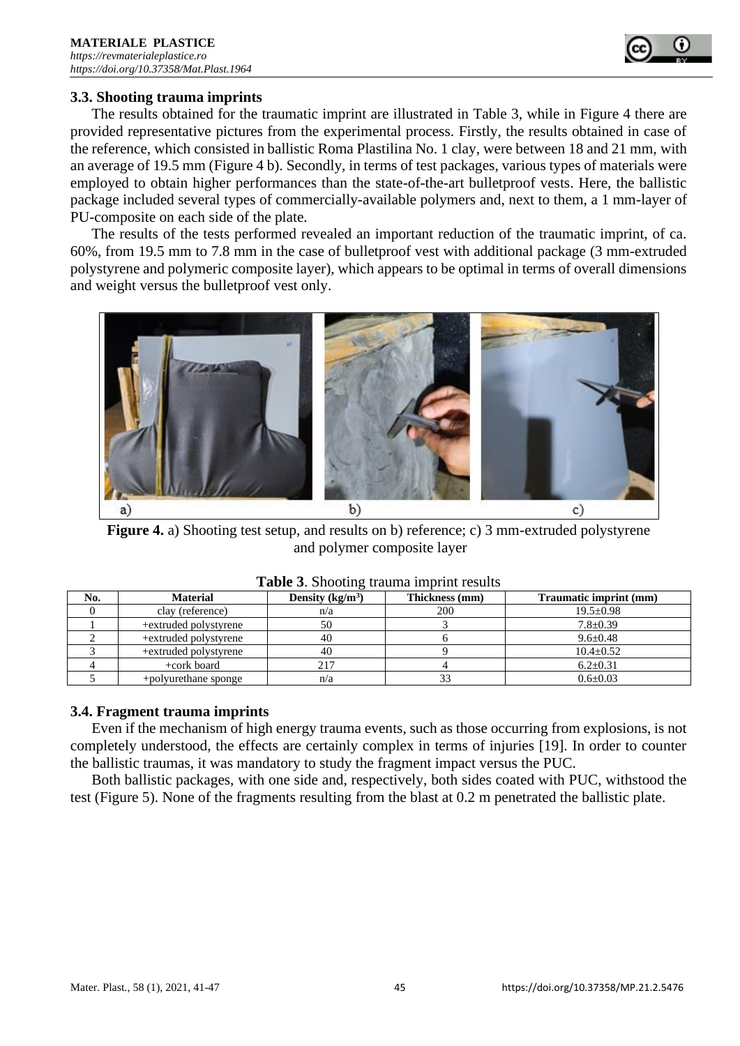### 3.3. Shooting trauma imprints

The results obtained for the traumatic imprint are illustrated in Table 3, while in Figure 4 there are provided representative pictures from the experimental process. Firstly, the results obtained in case of the reference, which consisted in ballistic Roma Plastilina No. 1 clay, were between 18 and 21 mm, with an average of 19.5 mm (Figure 4 b). Secondly, in terms of test packages, various types of materials were employed to obtain higher performances than the state-of-the-art bulletproof vests. Here, the ballistic package included several types of commercially-available polymers and, next to them, a 1 mm-layer of PU-composite on each side of the plate.

The results of the tests performed revealed an important reduction of the traumatic imprint, of ca. 60%, from 19.5 mm to 7.8 mm in the case of bulletproof vest with additional package (3 mm-extruded polystyrene and polymeric composite layer), which appears to be optimal in terms of overall dimensions and weight versus the bulletproof vest only.

**Figure 4.** a) Shooting test setup, and results on b) reference; c) 3 mm-extruded polystyrene and polymer composite layer

**Table 3**. Shooting trauma imprint results

| No. | Material | Density (kg/m$^3$) | Thickness (mm) | Traumatic imprint (mm) |
|---|---|---|---|---|
| 0 | clay (reference) | n/a | 200 | 19.5±0.98 |
| 1 | +extruded polystyrene | 50 | 3 | 7.8±0.39 |
| 2 | +extruded polystyrene | 40 | 6 | 9.6±0.48 |
| 3 | +extruded polystyrene | 40 | 9 | 10.4±0.52 |
| 4 | +cork board | 217 | 4 | 6.2±0.31 |
| 5 | +polyurethane sponge | n/a | 33 | 0.6±0.03 |

### 3.4. Fragment trauma imprints

Even if the mechanism of high energy trauma events, such as those occurring from explosions, is not completely understood, the effects are certainly complex in terms of injuries [19]. In order to counter the ballistic traumas, it was mandatory to study the fragment impact versus the PUC.

Both ballistic packages, with one side and, respectively, both sides coated with PUC, withstood the test (Figure 5). None of the fragments resulting from the blast at 0.2 m penetrated the ballistic plate.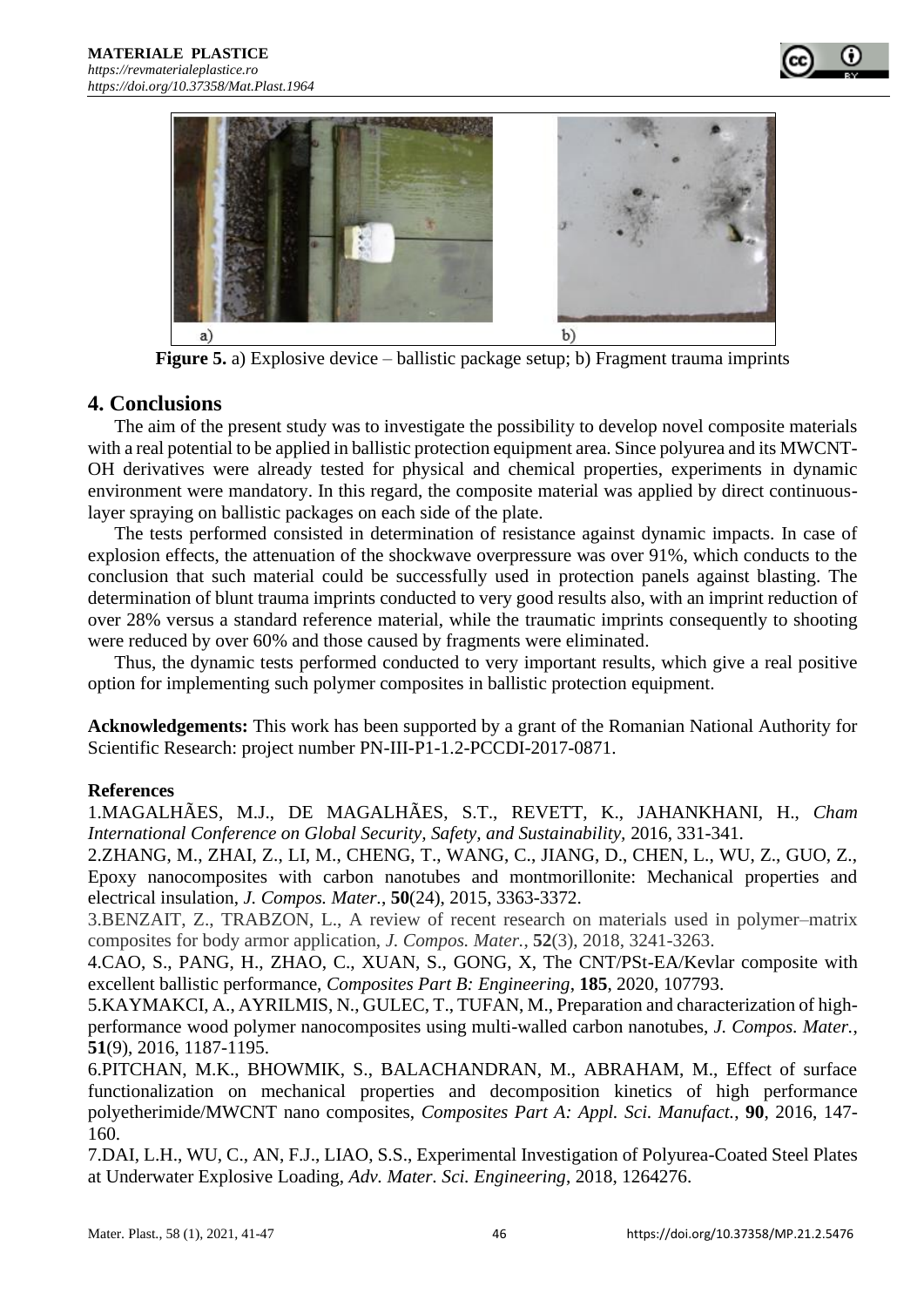**Figure 5.** a) Explosive device – ballistic package setup; b) Fragment trauma imprints

## 4. Conclusions

The aim of the present study was to investigate the possibility to develop novel composite materials with a real potential to be applied in ballistic protection equipment area. Since polyurea and its MWCNT-OH derivatives were already tested for physical and chemical properties, experiments in dynamic environment were mandatory. In this regard, the composite material was applied by direct continuous-layer spraying on ballistic packages on each side of the plate.

The tests performed consisted in determination of resistance against dynamic impacts. In case of explosion effects, the attenuation of the shockwave overpressure was over 91%, which conducts to the conclusion that such material could be successfully used in protection panels against blasting. The determination of blunt trauma imprints conducted to very good results also, with an imprint reduction of over 28% versus a standard reference material, while the traumatic imprints consequently to shooting were reduced by over 60% and those caused by fragments were eliminated.

Thus, the dynamic tests performed conducted to very important results, which give a real positive option for implementing such polymer composites in ballistic protection equipment.

**Acknowledgements:** This work has been supported by a grant of the Romanian National Authority for Scientific Research: project number PN-III-P1-1.2-PCCDI-2017-0871.

**References**

1.MAGALHÃES, M.J., DE MAGALHÃES, S.T., REVETT, K., JAHANKHANI, H., *Cham International Conference on Global Security, Safety, and Sustainability*, 2016, 331-341.

2.ZHANG, M., ZHAI, Z., LI, M., CHENG, T., WANG, C., JIANG, D., CHEN, L., WU, Z., GUO, Z., Epoxy nanocomposites with carbon nanotubes and montmorillonite: Mechanical properties and electrical insulation, *J. Compos. Mater.*, **50**(24), 2015, 3363-3372.

3.BENZAIT, Z., TRABZON, L., A review of recent research on materials used in polymer–matrix composites for body armor application, *J. Compos. Mater.*, **52**(3), 2018, 3241-3263.

4.CAO, S., PANG, H., ZHAO, C., XUAN, S., GONG, X, The CNT/PSt-EA/Kevlar composite with excellent ballistic performance, *Composites Part B: Engineering*, **185**, 2020, 107793.

5.KAYMAKCI, A., AYRILMIS, N., GULEC, T., TUFAN, M., Preparation and characterization of high-performance wood polymer nanocomposites using multi-walled carbon nanotubes, *J. Compos. Mater.*, **51**(9), 2016, 1187-1195.

6.PITCHAN, M.K., BHOWMIK, S., BALACHANDRAN, M., ABRAHAM, M., Effect of surface functionalization on mechanical properties and decomposition kinetics of high performance polyetherimide/MWCNT nano composites, *Composites Part A: Appl. Sci. Manufact.*, **90**, 2016, 147-160.

7.DAI, L.H., WU, C., AN, F.J., LIAO, S.S., Experimental Investigation of Polyurea-Coated Steel Plates at Underwater Explosive Loading, *Adv. Mater. Sci. Engineering*, 2018, 1264276.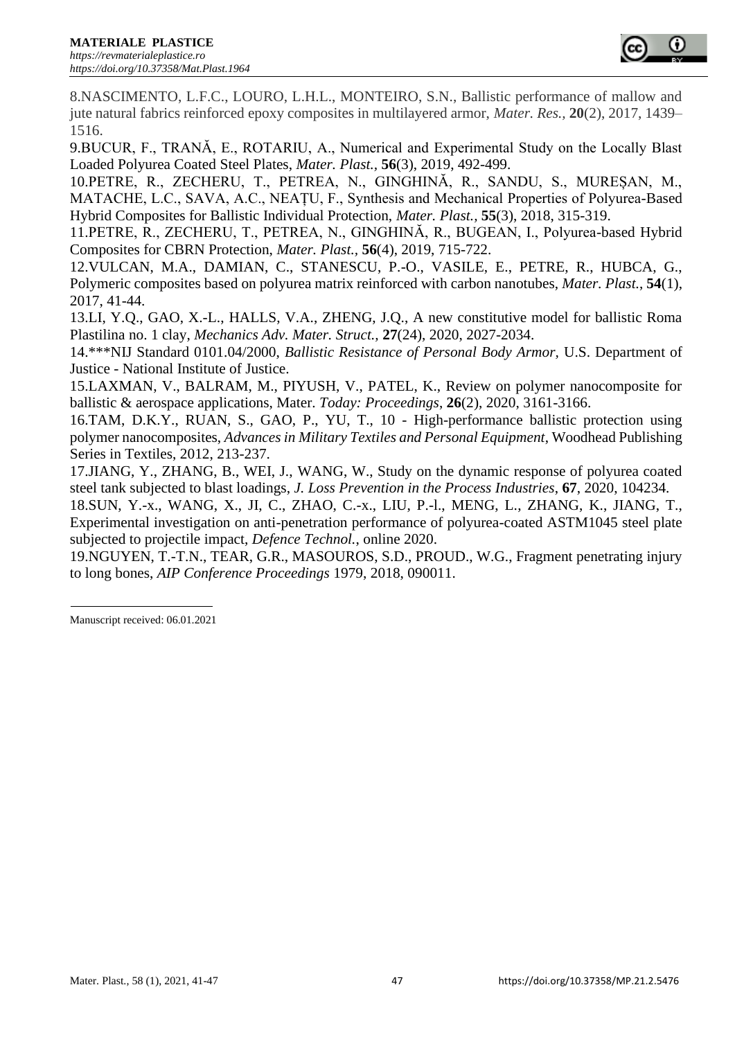8.NASCIMENTO, L.F.C., LOURO, L.H.L., MONTEIRO, S.N., Ballistic performance of mallow and jute natural fabrics reinforced epoxy composites in multilayered armor, *Mater. Res.*, **20**(2), 2017, 1439–1516.

9.BUCUR, F., TRANĂ, E., ROTARIU, A., Numerical and Experimental Study on the Locally Blast Loaded Polyurea Coated Steel Plates, *Mater. Plast.,* **56**(3), 2019, 492-499.

10.PETRE, R., ZECHERU, T., PETREA, N., GINGHINĂ, R., SANDU, S., MUREȘAN, M., MATACHE, L.C., SAVA, A.C., NEAȚU, F., Synthesis and Mechanical Properties of Polyurea-Based Hybrid Composites for Ballistic Individual Protection, *Mater. Plast.,* **55**(3), 2018, 315-319.

11.PETRE, R., ZECHERU, T., PETREA, N., GINGHINĂ, R., BUGEAN, I., Polyurea-based Hybrid Composites for CBRN Protection, *Mater. Plast.,* **56(**4), 2019, 715-722.

12.VULCAN, M.A., DAMIAN, C., STANESCU, P.-O., VASILE, E., PETRE, R., HUBCA, G., Polymeric composites based on polyurea matrix reinforced with carbon nanotubes, *Mater. Plast.*, **54**(1), 2017, 41-44.

13.LI, Y.Q., GAO, X.-L., HALLS, V.A., ZHENG, J.Q., A new constitutive model for ballistic Roma Plastilina no. 1 clay, *Mechanics Adv. Mater. Struct.*, **27**(24), 2020, 2027-2034.

14.***NIJ Standard 0101.04/2000, *Ballistic Resistance of Personal Body Armor,* U.S. Department of Justice - National Institute of Justice.

15.LAXMAN, V., BALRAM, M., PIYUSH, V., PATEL, K., Review on polymer nanocomposite for ballistic & aerospace applications, Mater. *Today: Proceedings*, **26**(2), 2020, 3161-3166.

16.TAM, D.K.Y., RUAN, S., GAO, P., YU, T., 10 - High-performance ballistic protection using polymer nanocomposites, *Advances in Military Textiles and Personal Equipment*, Woodhead Publishing Series in Textiles, 2012, 213-237.

17.JIANG, Y., ZHANG, B., WEI, J., WANG, W., Study on the dynamic response of polyurea coated steel tank subjected to blast loadings, *J. Loss Prevention in the Process Industries*, **67**, 2020, 104234.

18.SUN, Y.-x., WANG, X., JI, C., ZHAO, C.-x., LIU, P.-l., MENG, L., ZHANG, K., JIANG, T., Experimental investigation on anti-penetration performance of polyurea-coated ASTM1045 steel plate subjected to projectile impact, *Defence Technol.*, online 2020.

19.NGUYEN, T.-T.N., TEAR, G.R., MASOUROS, S.D., PROUD., W.G., Fragment penetrating injury to long bones, *AIP Conference Proceedings* 1979, 2018, 090011.

Manuscript received: 06.01.2021